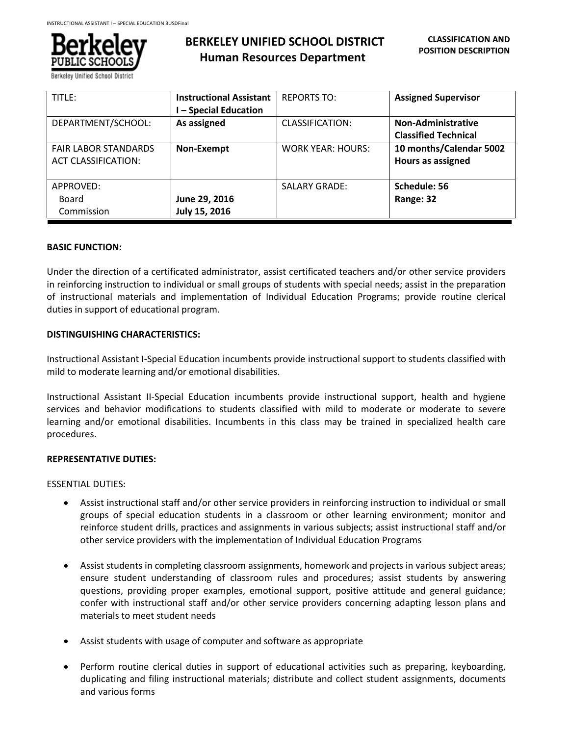# BERKELEY UNIFIED SCHOOL DISTRICT
## Human Resources Department

**CLASSIFICATION AND POSITION DESCRIPTION**

| TITLE: | **Instructional Assistant I – Special Education** | REPORTS TO: | **Assigned Supervisor** |
|---|---|---|---|
| DEPARTMENT/SCHOOL: | **As assigned** | CLASSIFICATION: | **Non-Administrative Classified Technical** |
| FAIR LABOR STANDARDS ACT CLASSIFICATION: | **Non-Exempt** | WORK YEAR: HOURS: | **10 months/Calendar 5002 Hours as assigned** |
| APPROVED: Board Commission | **June 29, 2016 July 15, 2016** | SALARY GRADE: | **Schedule: 56 Range: 32** |

**BASIC FUNCTION:**

Under the direction of a certificated administrator, assist certificated teachers and/or other service providers in reinforcing instruction to individual or small groups of students with special needs; assist in the preparation of instructional materials and implementation of Individual Education Programs; provide routine clerical duties in support of educational program.

**DISTINGUISHING CHARACTERISTICS:**

Instructional Assistant I-Special Education incumbents provide instructional support to students classified with mild to moderate learning and/or emotional disabilities.

Instructional Assistant II-Special Education incumbents provide instructional support, health and hygiene services and behavior modifications to students classified with mild to moderate or moderate to severe learning and/or emotional disabilities. Incumbents in this class may be trained in specialized health care procedures.

**REPRESENTATIVE DUTIES:**

ESSENTIAL DUTIES:

- Assist instructional staff and/or other service providers in reinforcing instruction to individual or small groups of special education students in a classroom or other learning environment; monitor and reinforce student drills, practices and assignments in various subjects; assist instructional staff and/or other service providers with the implementation of Individual Education Programs

- Assist students in completing classroom assignments, homework and projects in various subject areas; ensure student understanding of classroom rules and procedures; assist students by answering questions, providing proper examples, emotional support, positive attitude and general guidance; confer with instructional staff and/or other service providers concerning adapting lesson plans and materials to meet student needs

- Assist students with usage of computer and software as appropriate

- Perform routine clerical duties in support of educational activities such as preparing, keyboarding, duplicating and filing instructional materials; distribute and collect student assignments, documents and various forms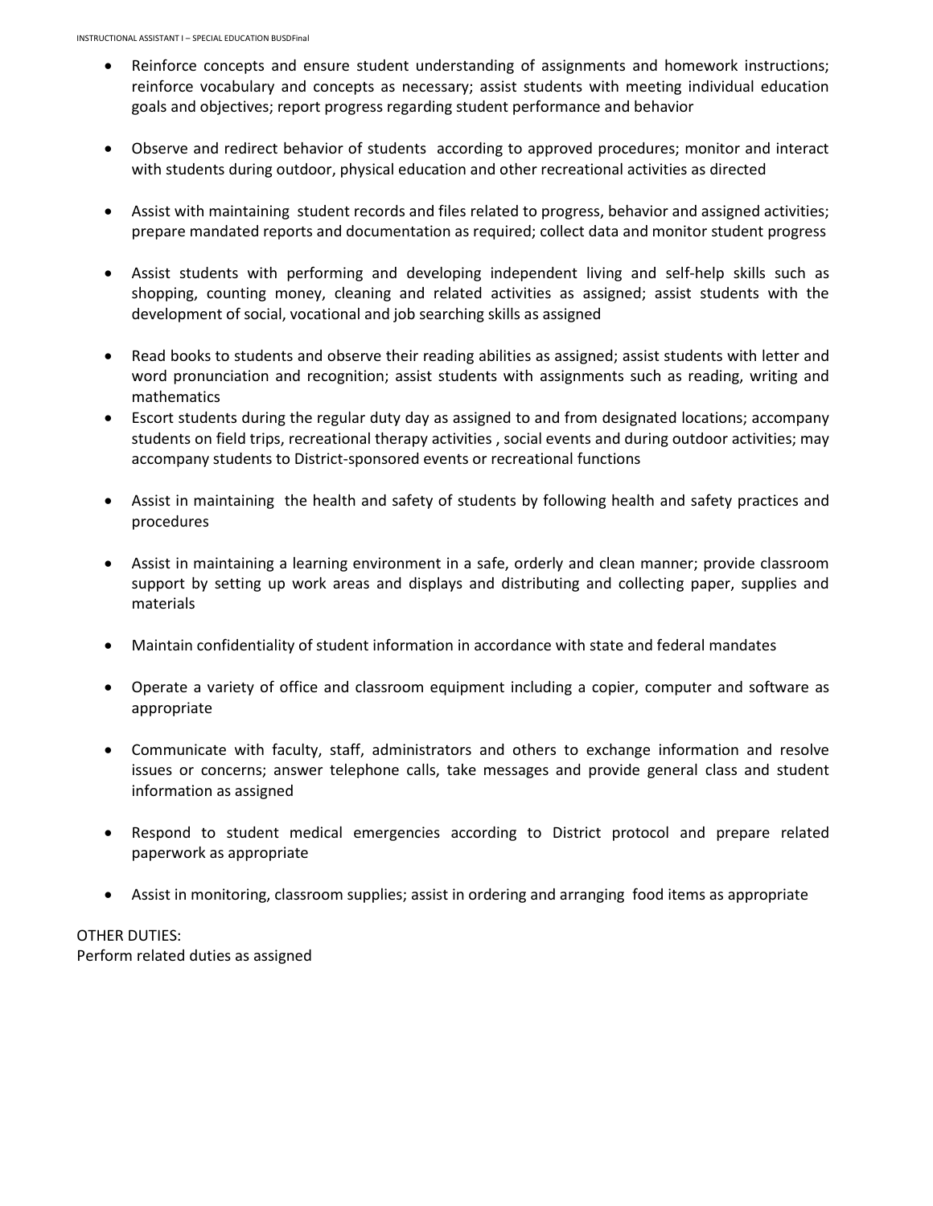- Reinforce concepts and ensure student understanding of assignments and homework instructions; reinforce vocabulary and concepts as necessary; assist students with meeting individual education goals and objectives; report progress regarding student performance and behavior

- Observe and redirect behavior of students according to approved procedures; monitor and interact with students during outdoor, physical education and other recreational activities as directed

- Assist with maintaining student records and files related to progress, behavior and assigned activities; prepare mandated reports and documentation as required; collect data and monitor student progress

- Assist students with performing and developing independent living and self-help skills such as shopping, counting money, cleaning and related activities as assigned; assist students with the development of social, vocational and job searching skills as assigned

- Read books to students and observe their reading abilities as assigned; assist students with letter and word pronunciation and recognition; assist students with assignments such as reading, writing and mathematics
- Escort students during the regular duty day as assigned to and from designated locations; accompany students on field trips, recreational therapy activities , social events and during outdoor activities; may accompany students to District-sponsored events or recreational functions

- Assist in maintaining the health and safety of students by following health and safety practices and procedures

- Assist in maintaining a learning environment in a safe, orderly and clean manner; provide classroom support by setting up work areas and displays and distributing and collecting paper, supplies and materials

- Maintain confidentiality of student information in accordance with state and federal mandates

- Operate a variety of office and classroom equipment including a copier, computer and software as appropriate

- Communicate with faculty, staff, administrators and others to exchange information and resolve issues or concerns; answer telephone calls, take messages and provide general class and student information as assigned

- Respond to student medical emergencies according to District protocol and prepare related paperwork as appropriate

- Assist in monitoring, classroom supplies; assist in ordering and arranging food items as appropriate

OTHER DUTIES:
Perform related duties as assigned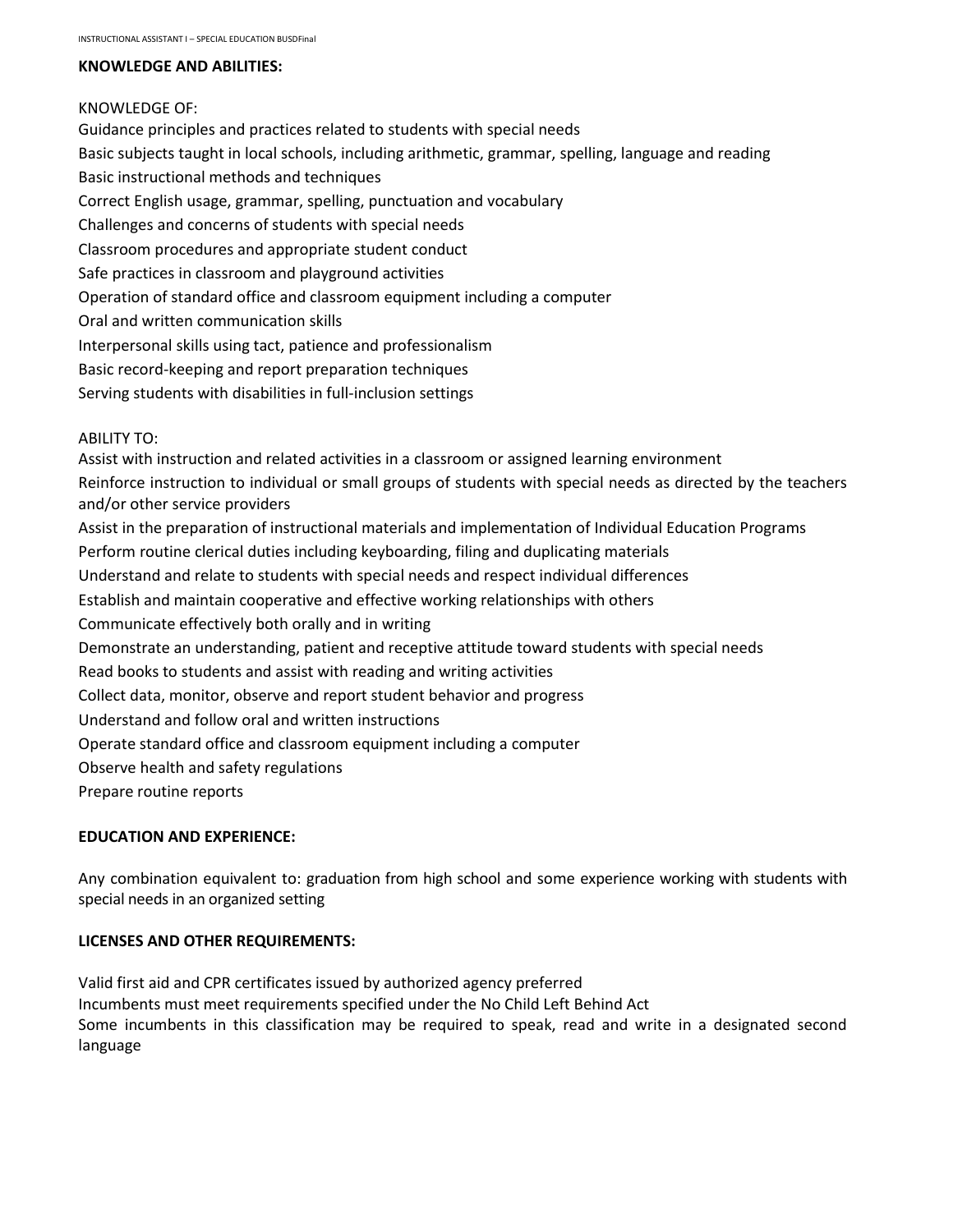**KNOWLEDGE AND ABILITIES:**

KNOWLEDGE OF:

Guidance principles and practices related to students with special needs
Basic subjects taught in local schools, including arithmetic, grammar, spelling, language and reading
Basic instructional methods and techniques
Correct English usage, grammar, spelling, punctuation and vocabulary
Challenges and concerns of students with special needs
Classroom procedures and appropriate student conduct
Safe practices in classroom and playground activities
Operation of standard office and classroom equipment including a computer
Oral and written communication skills
Interpersonal skills using tact, patience and professionalism
Basic record-keeping and report preparation techniques
Serving students with disabilities in full-inclusion settings

ABILITY TO:

Assist with instruction and related activities in a classroom or assigned learning environment
Reinforce instruction to individual or small groups of students with special needs as directed by the teachers and/or other service providers
Assist in the preparation of instructional materials and implementation of Individual Education Programs
Perform routine clerical duties including keyboarding, filing and duplicating materials
Understand and relate to students with special needs and respect individual differences
Establish and maintain cooperative and effective working relationships with others
Communicate effectively both orally and in writing
Demonstrate an understanding, patient and receptive attitude toward students with special needs
Read books to students and assist with reading and writing activities
Collect data, monitor, observe and report student behavior and progress
Understand and follow oral and written instructions
Operate standard office and classroom equipment including a computer
Observe health and safety regulations
Prepare routine reports

**EDUCATION AND EXPERIENCE:**

Any combination equivalent to: graduation from high school and some experience working with students with special needs in an organized setting

**LICENSES AND OTHER REQUIREMENTS:**

Valid first aid and CPR certificates issued by authorized agency preferred
Incumbents must meet requirements specified under the No Child Left Behind Act
Some incumbents in this classification may be required to speak, read and write in a designated second language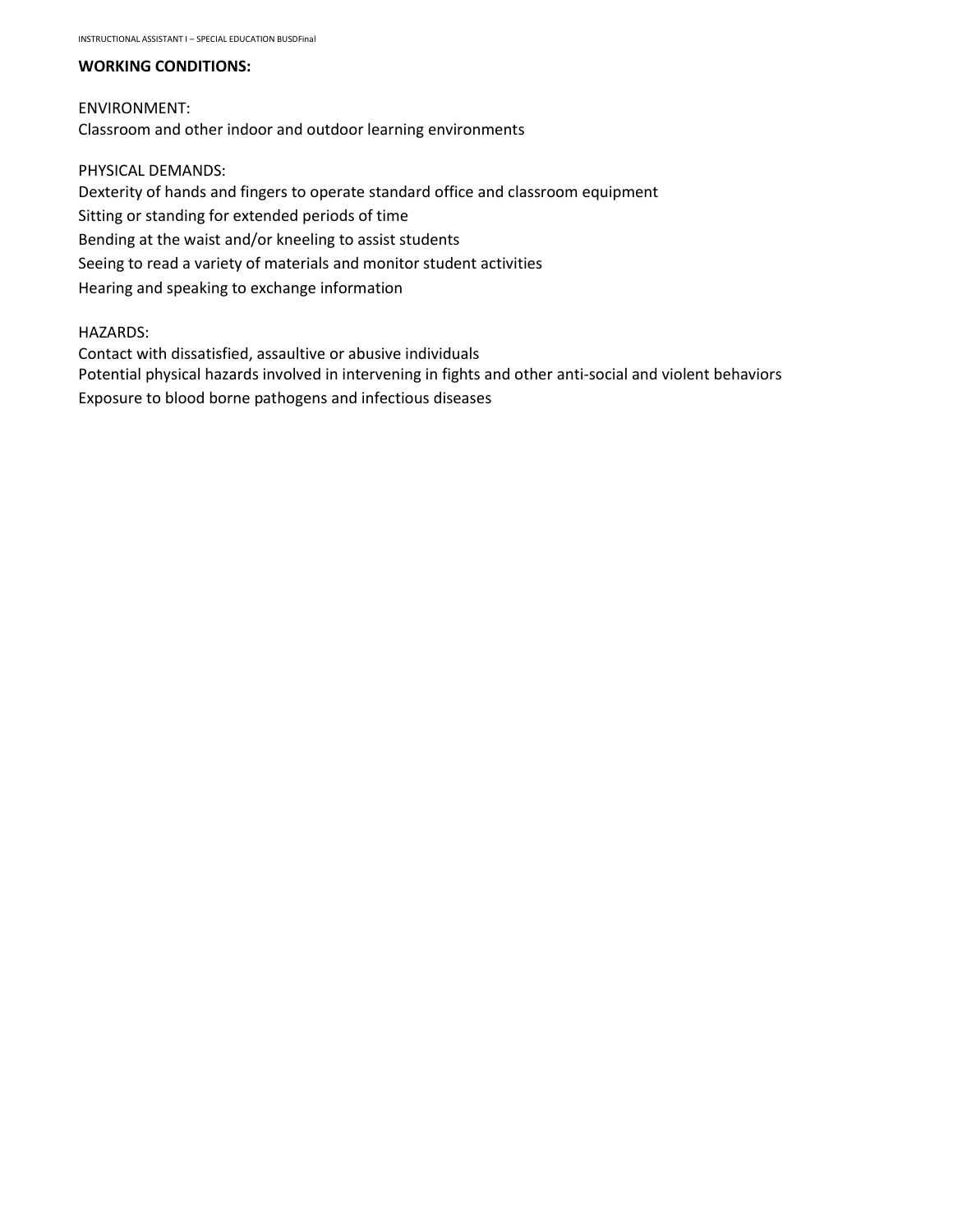**WORKING CONDITIONS:**

ENVIRONMENT:
Classroom and other indoor and outdoor learning environments

PHYSICAL DEMANDS:
Dexterity of hands and fingers to operate standard office and classroom equipment
Sitting or standing for extended periods of time
Bending at the waist and/or kneeling to assist students
Seeing to read a variety of materials and monitor student activities
Hearing and speaking to exchange information

HAZARDS:
Contact with dissatisfied, assaultive or abusive individuals
Potential physical hazards involved in intervening in fights and other anti-social and violent behaviors
Exposure to blood borne pathogens and infectious diseases